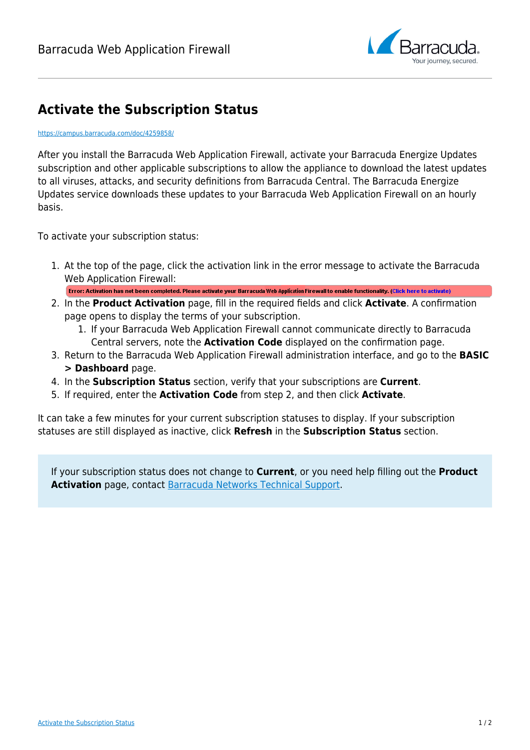# Activate the Subscription Status

https://campus.barracuda.com/doc/4259858/

After you install the Barracuda Web Application Firewall, activate your Barracuda Energize Updates subscription and other applicable subscriptions to allow the appliance to download the latest updates to all viruses, attacks, and security definitions from Barracuda Central. The Barracuda Energize Updates service downloads these updates to your Barracuda Web Application Firewall on an hourly basis.

To activate your subscription status:

1. At the top of the page, click the activation link in the error message to activate the Barracuda Web Application Firewall:
   Error: Activation has not been completed. Please activate your Barracuda Web Application Firewall to enable functionality. (Click here to activate)
2. In the **Product Activation** page, fill in the required fields and click **Activate**. A confirmation page opens to display the terms of your subscription.
   1. If your Barracuda Web Application Firewall cannot communicate directly to Barracuda Central servers, note the **Activation Code** displayed on the confirmation page.
3. Return to the Barracuda Web Application Firewall administration interface, and go to the **BASIC > Dashboard** page.
4. In the **Subscription Status** section, verify that your subscriptions are **Current**.
5. If required, enter the **Activation Code** from step 2, and then click **Activate**.

It can take a few minutes for your current subscription statuses to display. If your subscription statuses are still displayed as inactive, click **Refresh** in the **Subscription Status** section.

If your subscription status does not change to **Current**, or you need help filling out the **Product Activation** page, contact Barracuda Networks Technical Support.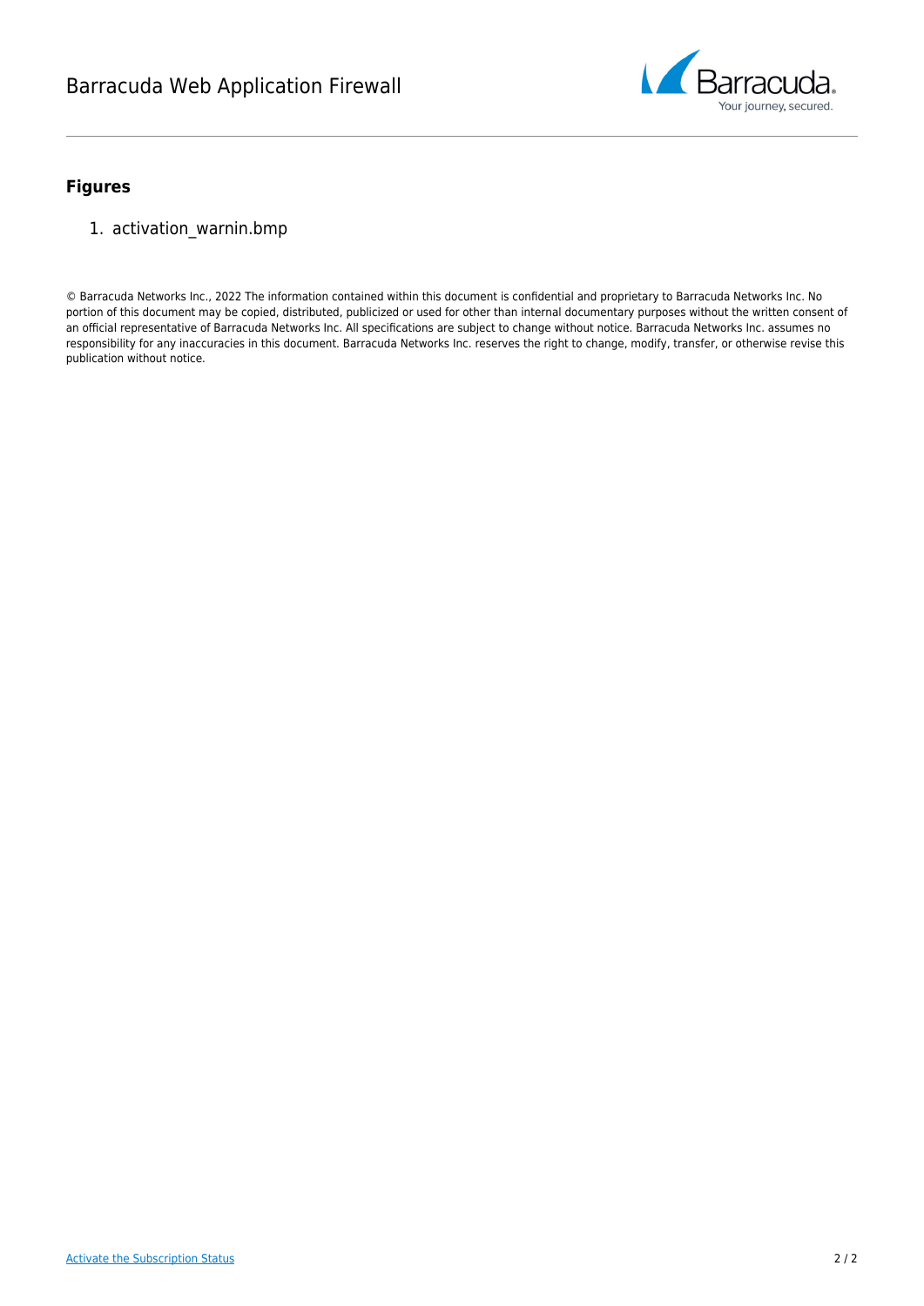## Figures

1. activation_warnin.bmp

© Barracuda Networks Inc., 2022 The information contained within this document is confidential and proprietary to Barracuda Networks Inc. No portion of this document may be copied, distributed, publicized or used for other than internal documentary purposes without the written consent of an official representative of Barracuda Networks Inc. All specifications are subject to change without notice. Barracuda Networks Inc. assumes no responsibility for any inaccuracies in this document. Barracuda Networks Inc. reserves the right to change, modify, transfer, or otherwise revise this publication without notice.